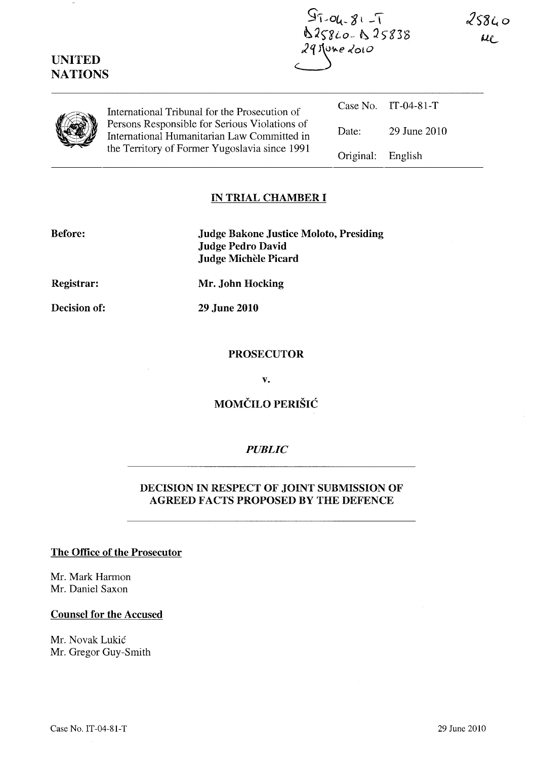IT-04-81-T
D25840 - D25838
29 June 2010

25840
MC

**UNITED NATIONS**

International Tribunal for the Prosecution of Persons Responsible for Serious Violations of International Humanitarian Law Committed in the Territory of Former Yugoslavia since 1991

| | |
|---|---|
| Case No. | IT-04-81-T |
| Date: | 29 June 2010 |
| Original: | English |

## IN TRIAL CHAMBER I

**Before:** **Judge Bakone Justice Moloto, Presiding**
**Judge Pedro David**
**Judge Michèle Picard**

**Registrar:** **Mr. John Hocking**

**Decision of:** **29 June 2010**

**PROSECUTOR**

**v.**

**MOMČILO PERIŠIĆ**

***PUBLIC***

## DECISION IN RESPECT OF JOINT SUBMISSION OF AGREED FACTS PROPOSED BY THE DEFENCE

**The Office of the Prosecutor**

Mr. Mark Harmon
Mr. Daniel Saxon

**Counsel for the Accused**

Mr. Novak Lukić
Mr. Gregor Guy-Smith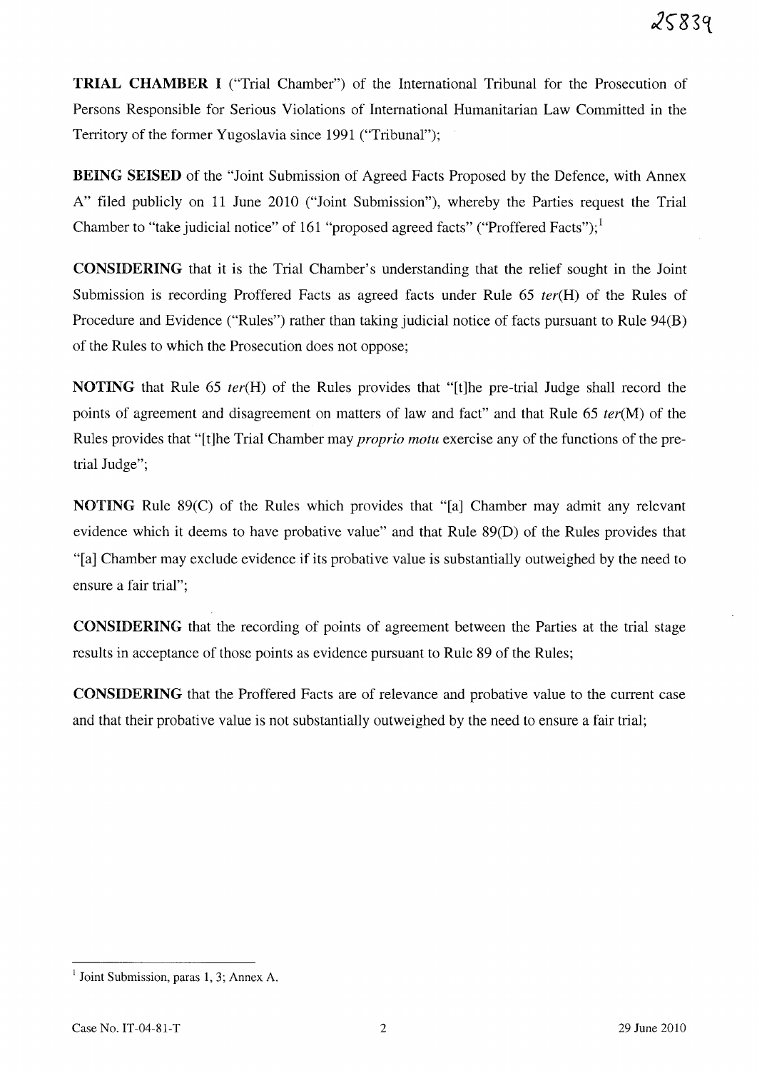**TRIAL CHAMBER I** ("Trial Chamber") of the International Tribunal for the Prosecution of Persons Responsible for Serious Violations of International Humanitarian Law Committed in the Territory of the former Yugoslavia since 1991 ("Tribunal");

**BEING SEISED** of the "Joint Submission of Agreed Facts Proposed by the Defence, with Annex A" filed publicly on 11 June 2010 ("Joint Submission"), whereby the Parties request the Trial Chamber to "take judicial notice" of 161 "proposed agreed facts" ("Proffered Facts");[1]

**CONSIDERING** that it is the Trial Chamber's understanding that the relief sought in the Joint Submission is recording Proffered Facts as agreed facts under Rule 65 *ter*(H) of the Rules of Procedure and Evidence ("Rules") rather than taking judicial notice of facts pursuant to Rule 94(B) of the Rules to which the Prosecution does not oppose;

**NOTING** that Rule 65 *ter*(H) of the Rules provides that "[t]he pre-trial Judge shall record the points of agreement and disagreement on matters of law and fact" and that Rule 65 *ter*(M) of the Rules provides that "[t]he Trial Chamber may *proprio motu* exercise any of the functions of the pre-trial Judge";

**NOTING** Rule 89(C) of the Rules which provides that "[a] Chamber may admit any relevant evidence which it deems to have probative value" and that Rule 89(D) of the Rules provides that "[a] Chamber may exclude evidence if its probative value is substantially outweighed by the need to ensure a fair trial";

**CONSIDERING** that the recording of points of agreement between the Parties at the trial stage results in acceptance of those points as evidence pursuant to Rule 89 of the Rules;

**CONSIDERING** that the Proffered Facts are of relevance and probative value to the current case and that their probative value is not substantially outweighed by the need to ensure a fair trial;

---

[1] Joint Submission, paras 1, 3; Annex A.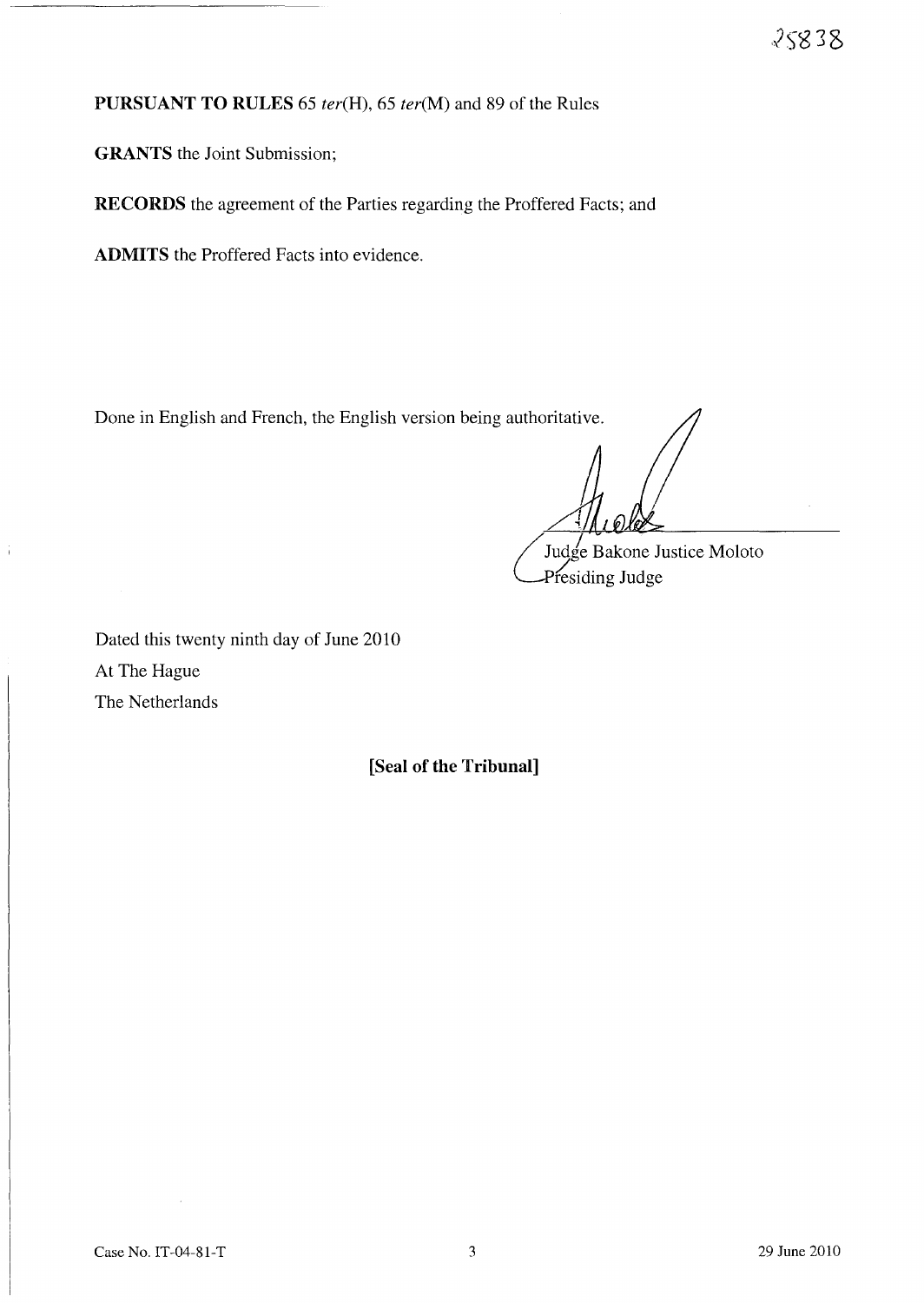**PURSUANT TO RULES** 65 *ter*(H), 65 *ter*(M) and 89 of the Rules

**GRANTS** the Joint Submission;

**RECORDS** the agreement of the Parties regarding the Proffered Facts; and

**ADMITS** the Proffered Facts into evidence.

Done in English and French, the English version being authoritative.

Judge Bakone Justice Moloto
Presiding Judge

Dated this twenty ninth day of June 2010
At The Hague
The Netherlands

**[Seal of the Tribunal]**